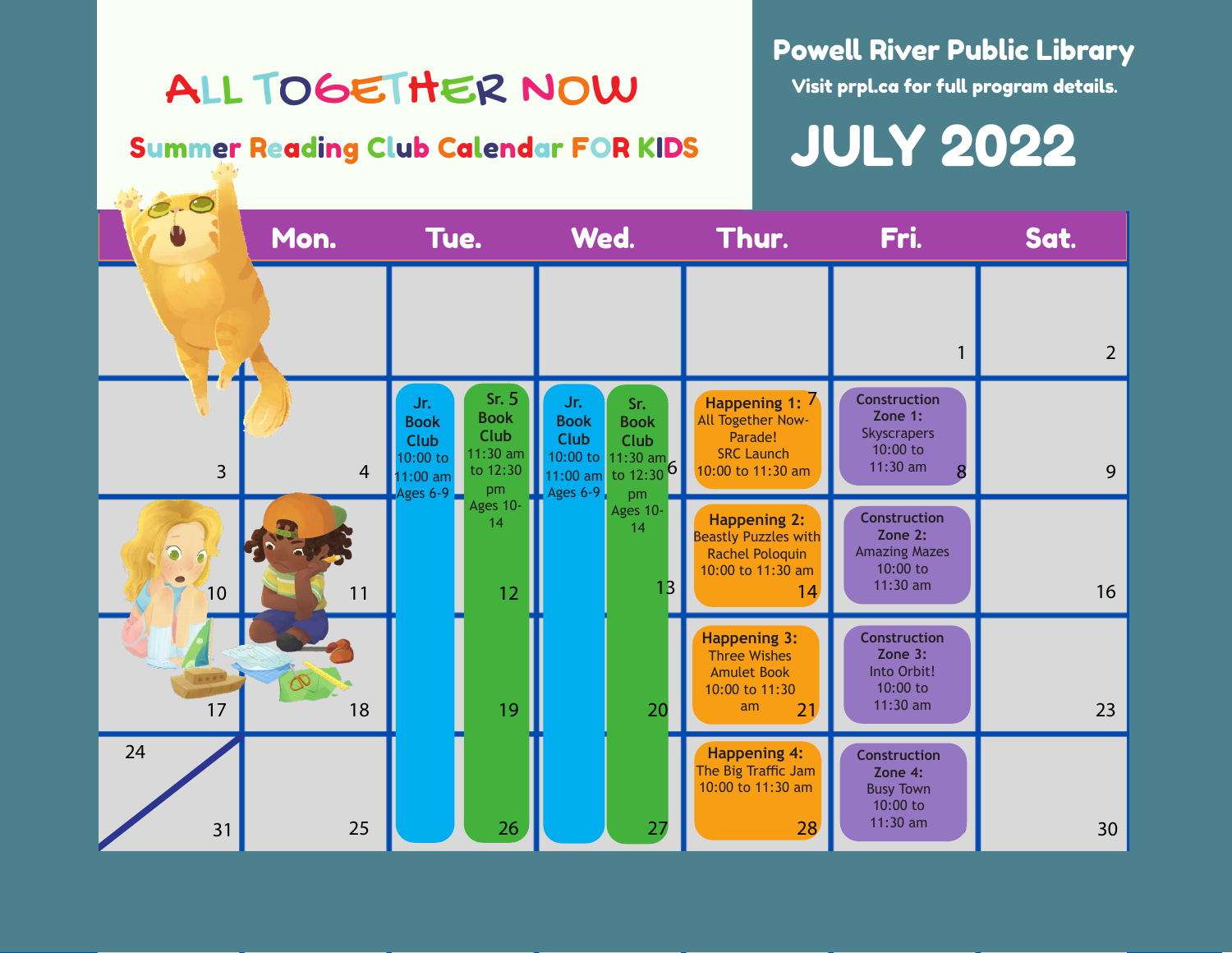# ALL TOGETHER NOW

## Summer Reading Club Calendar FOR KIDS

## Powell River Public Library

Visit prpl.ca for full program details.

# JULY 2022

| Sun. | Mon. | Tue. | Wed. | Thur. | Fri. | Sat. |
|---|---|---|---|---|---|---|
| | | | | | 1 | 2 |
| 3 | 4 | 5 | 6 | 7 **Happening 1:** All Together Now- Parade! SRC Launch 10:00 to 11:30 am | 8 **Construction Zone 1:** Skyscrapers 10:00 to 11:30 am | 9 |
| 10 | 11 | 12 | 13 | 14 **Happening 2:** Beastly Puzzles with Rachel Poloquin 10:00 to 11:30 am | 15 **Construction Zone 2:** Amazing Mazes 10:00 to 11:30 am | 16 |
| 17 | 18 | 19 | 20 | 21 **Happening 3:** Three Wishes Amulet Book 10:00 to 11:30 am | 22 **Construction Zone 3:** Into Orbit! 10:00 to 11:30 am | 23 |
| 24 / 31 | 25 | 26 | 27 | 28 **Happening 4:** The Big Traffic Jam 10:00 to 11:30 am | 29 **Construction Zone 4:** Busy Town 10:00 to 11:30 am | 30 |

**Tuesdays and Wednesdays (July 5–27):**

- **Jr. Book Club** 10:00 to 11:00 am, Ages 6-9
- **Sr. Book Club** 11:30 am to 12:30 pm, Ages 10-14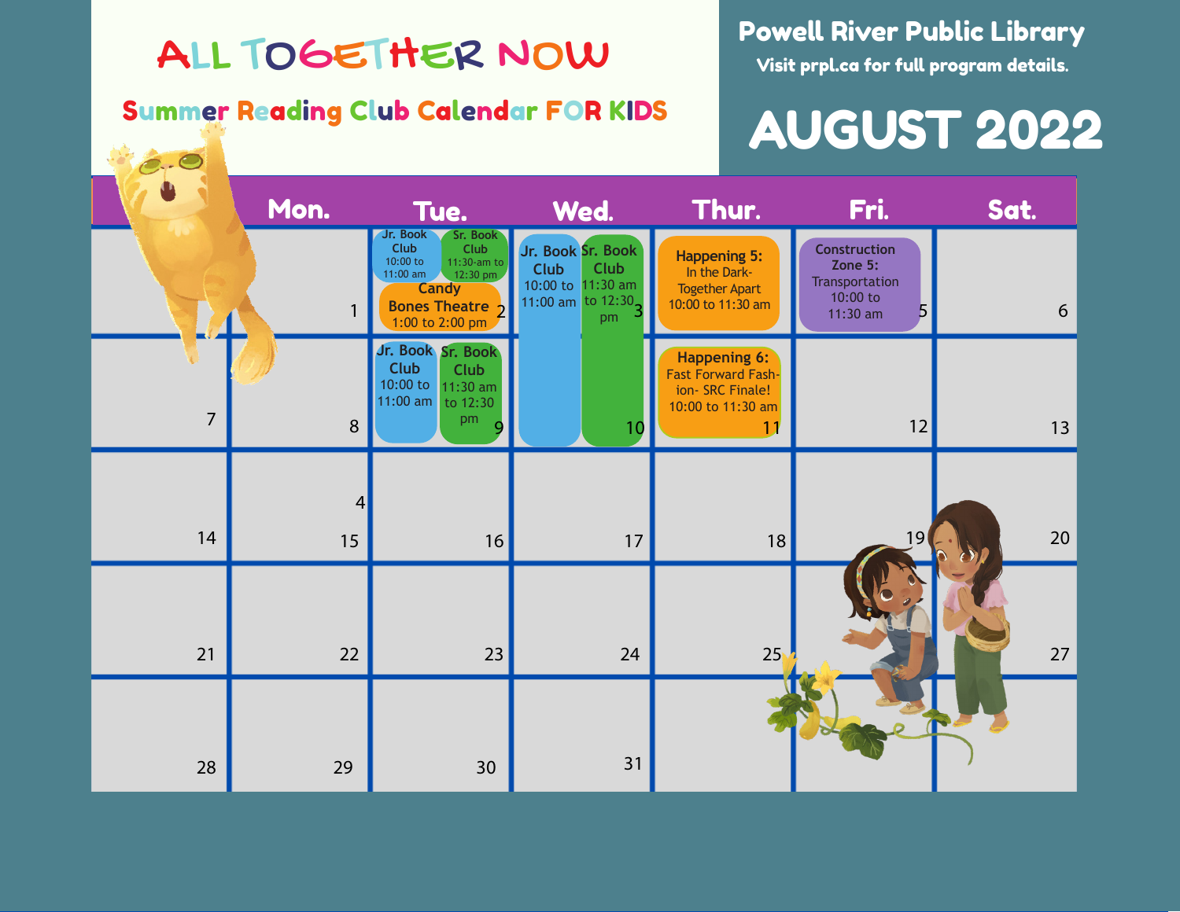# ALL TOGETHER NOW

## Summer Reading Club Calendar FOR KIDS

**Powell River Public Library**

Visit prpl.ca for full program details.

# AUGUST 2022

| | Mon. | Tue. | Wed. | Thur. | Fri. | Sat. |
|---|---|---|---|---|---|---|
| | 1 | 2<br>Jr. Book Club 10:00 to 11:00 am<br>Sr. Book Club 11:30-am to 12:30 pm<br>Candy Bones Theatre 1:00 to 2:00 pm | 3<br>Jr. Book Club 10:00 to 11:00 am<br>Sr. Book Club 11:30 am to 12:30 pm | 4<br>Happening 5: In the Dark- Together Apart 10:00 to 11:30 am | 5<br>Construction Zone 5: Transportation 10:00 to 11:30 am | 6 |
| 7 | 8 | 9<br>Jr. Book Club 10:00 to 11:00 am<br>Sr. Book Club 11:30 am to 12:30 pm | 10<br>Jr. Book Club 10:00 to 11:00 am<br>Sr. Book Club 11:30 am to 12:30 pm | 11<br>Happening 6: Fast Forward Fashion- SRC Finale! 10:00 to 11:30 am | 12 | 13 |
| 14 | 15 | 16 | 17 | 18 | 19 | 20 |
| 21 | 22 | 23 | 24 | 25 | 26 | 27 |
| 28 | 29 | 30 | 31 | | | |